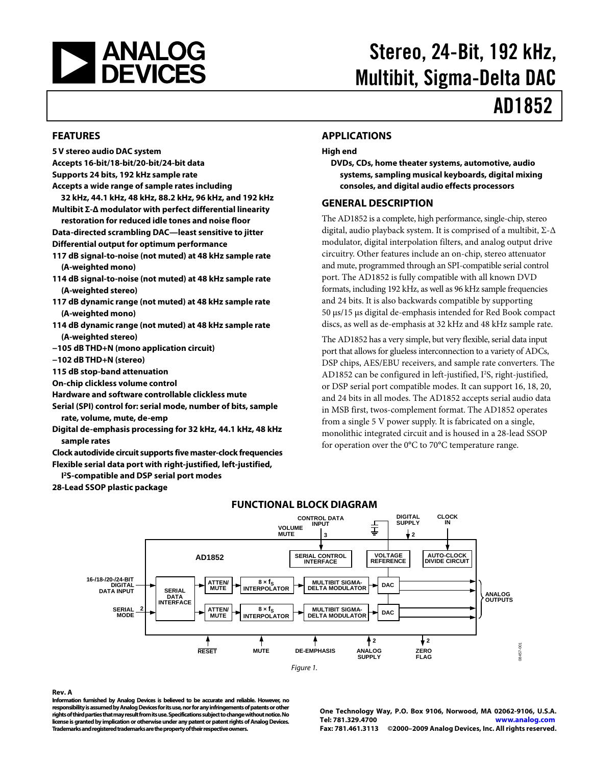# ANALOG DEVICES

# Stereo, 24-Bit, 192 kHz, Multibit, Sigma-Delta DAC

# AD1852

## FEATURES

**5 V stereo audio DAC system**
**Accepts 16-bit/18-bit/20-bit/24-bit data**
**Supports 24 bits, 192 kHz sample rate**
**Accepts a wide range of sample rates including 32 kHz, 44.1 kHz, 48 kHz, 88.2 kHz, 96 kHz, and 192 kHz**
**Multibit Σ-Δ modulator with perfect differential linearity restoration for reduced idle tones and noise floor**
**Data-directed scrambling DAC—least sensitive to jitter**
**Differential output for optimum performance**
**117 dB signal-to-noise (not muted) at 48 kHz sample rate (A-weighted mono)**
**114 dB signal-to-noise (not muted) at 48 kHz sample rate (A-weighted stereo)**
**117 dB dynamic range (not muted) at 48 kHz sample rate (A-weighted mono)**
**114 dB dynamic range (not muted) at 48 kHz sample rate (A-weighted stereo)**
**−105 dB THD+N (mono application circuit)**
**−102 dB THD+N (stereo)**
**115 dB stop-band attenuation**
**On-chip clickless volume control**
**Hardware and software controllable clickless mute**
**Serial (SPI) control for: serial mode, number of bits, sample rate, volume, mute, de-emp**
**Digital de-emphasis processing for 32 kHz, 44.1 kHz, 48 kHz sample rates**
**Clock autodivide circuit supports five master-clock frequencies**
**Flexible serial data port with right-justified, left-justified, I²S-compatible and DSP serial port modes**
**28-Lead SSOP plastic package**

## APPLICATIONS

**High end**
**DVDs, CDs, home theater systems, automotive, audio systems, sampling musical keyboards, digital mixing consoles, and digital audio effects processors**

## GENERAL DESCRIPTION

The AD1852 is a complete, high performance, single-chip, stereo digital, audio playback system. It is comprised of a multibit, Σ-Δ modulator, digital interpolation filters, and analog output drive circuitry. Other features include an on-chip, stereo attenuator and mute, programmed through an SPI-compatible serial control port. The AD1852 is fully compatible with all known DVD formats, including 192 kHz, as well as 96 kHz sample frequencies and 24 bits. It is also backwards compatible by supporting 50 μs/15 μs digital de-emphasis intended for Red Book compact discs, as well as de-emphasis at 32 kHz and 48 kHz sample rate.

The AD1852 has a very simple, but very flexible, serial data input port that allows for glueless interconnection to a variety of ADCs, DSP chips, AES/EBU receivers, and sample rate converters. The AD1852 can be configured in left-justified, I²S, right-justified, or DSP serial port compatible modes. It can support 16, 18, 20, and 24 bits in all modes. The AD1852 accepts serial audio data in MSB first, twos-complement format. The AD1852 operates from a single 5 V power supply. It is fabricated on a single, monolithic integrated circuit and is housed in a 28-lead SSOP for operation over the 0°C to 70°C temperature range.

## FUNCTIONAL BLOCK DIAGRAM

Figure 1.

**Rev. A**

**Information furnished by Analog Devices is believed to be accurate and reliable. However, no responsibility is assumed by Analog Devices for its use, nor for any infringements of patents or other rights of third parties that may result from its use. Specifications subject to change without notice. No license is granted by implication or otherwise under any patent or patent rights of Analog Devices. Trademarks and registered trademarks are the property of their respective owners.**

**One Technology Way, P.O. Box 9106, Norwood, MA 02062-9106, U.S.A.**
**Tel: 781.329.4700 www.analog.com**
**Fax: 781.461.3113 ©2000–2009 Analog Devices, Inc. All rights reserved.**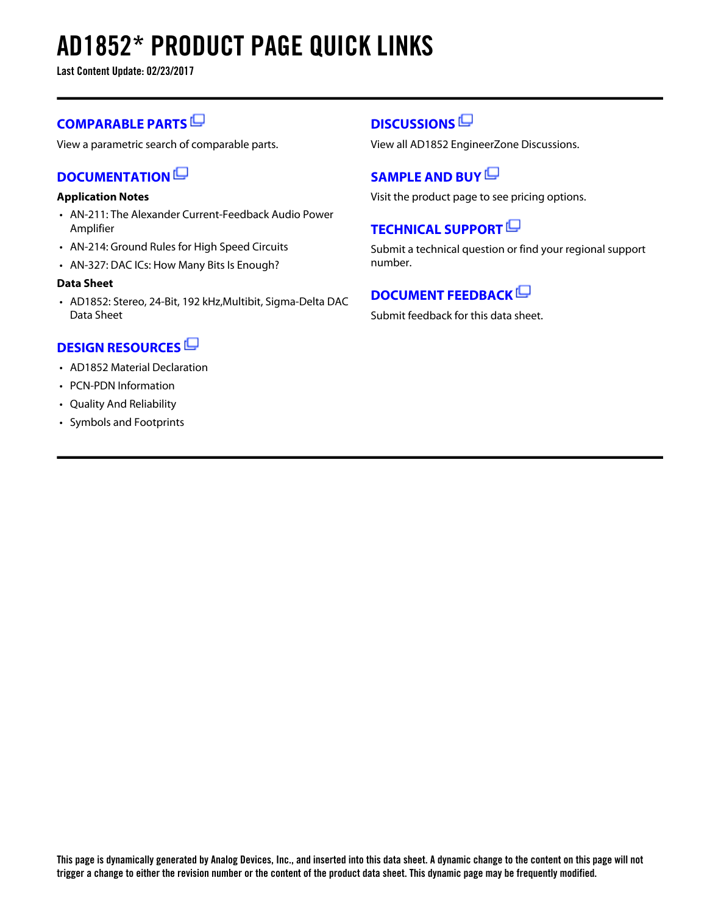# AD1852* PRODUCT PAGE QUICK LINKS

**Last Content Update: 02/23/2017**

## COMPARABLE PARTS

View a parametric search of comparable parts.

## DOCUMENTATION

**Application Notes**

- AN-211: The Alexander Current-Feedback Audio Power Amplifier
- AN-214: Ground Rules for High Speed Circuits
- AN-327: DAC ICs: How Many Bits Is Enough?

**Data Sheet**

- AD1852: Stereo, 24-Bit, 192 kHz,Multibit, Sigma-Delta DAC Data Sheet

## DESIGN RESOURCES

- AD1852 Material Declaration
- PCN-PDN Information
- Quality And Reliability
- Symbols and Footprints

## DISCUSSIONS

View all AD1852 EngineerZone Discussions.

## SAMPLE AND BUY

Visit the product page to see pricing options.

## TECHNICAL SUPPORT

Submit a technical question or find your regional support number.

## DOCUMENT FEEDBACK

Submit feedback for this data sheet.

**This page is dynamically generated by Analog Devices, Inc., and inserted into this data sheet. A dynamic change to the content on this page will not trigger a change to either the revision number or the content of the product data sheet. This dynamic page may be frequently modified.**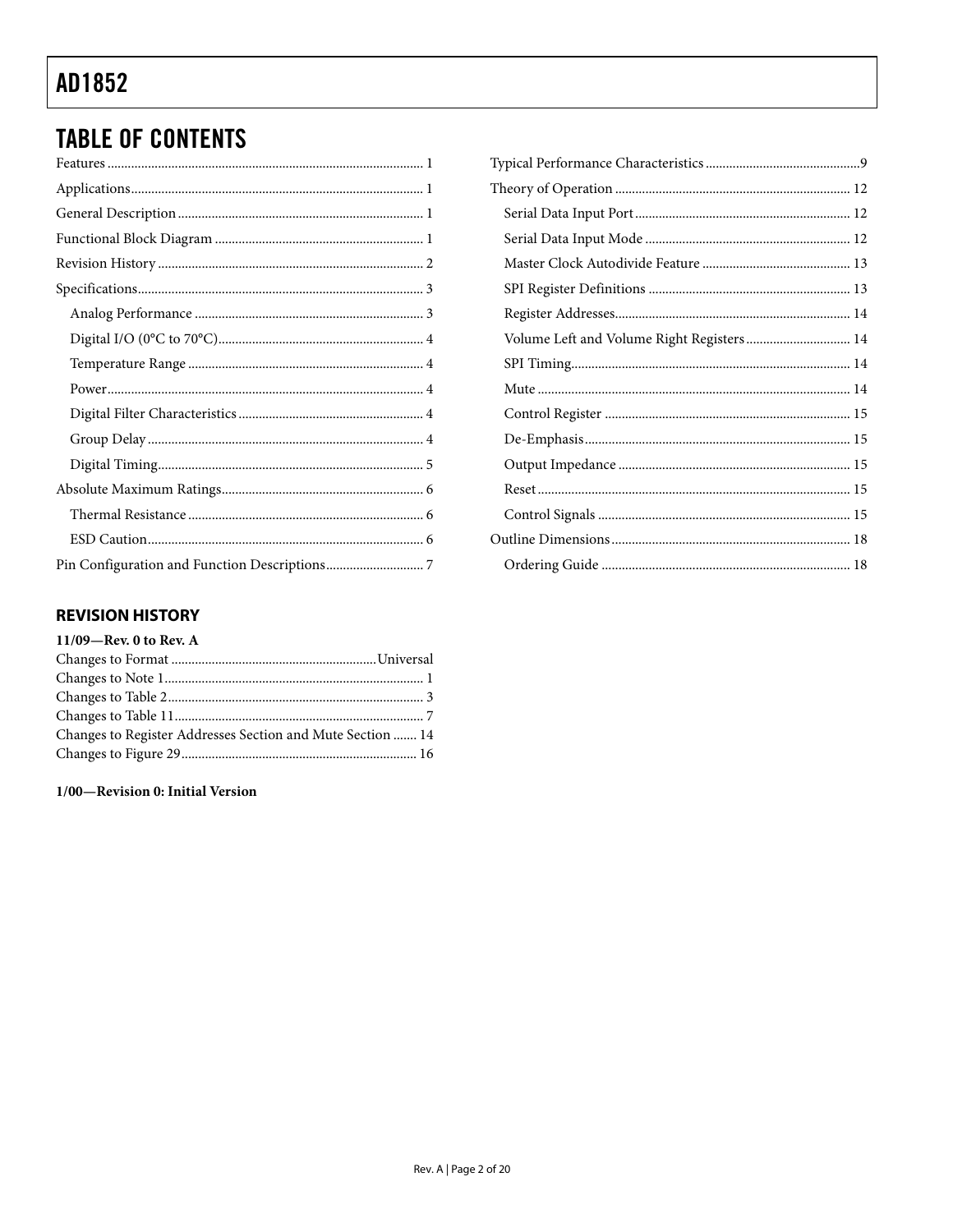## TABLE OF CONTENTS

Features ... 1
Applications ... 1
General Description ... 1
Functional Block Diagram ... 1
Revision History ... 2
Specifications ... 3
- Analog Performance ... 3
- Digital I/O (0°C to 70°C) ... 4
- Temperature Range ... 4
- Power ... 4
- Digital Filter Characteristics ... 4
- Group Delay ... 4
- Digital Timing ... 5

Absolute Maximum Ratings ... 6
- Thermal Resistance ... 6
- ESD Caution ... 6

Pin Configuration and Function Descriptions ... 7
Typical Performance Characteristics ... 9
Theory of Operation ... 12
- Serial Data Input Port ... 12
- Serial Data Input Mode ... 12
- Master Clock Autodivide Feature ... 13
- SPI Register Definitions ... 13
- Register Addresses ... 14
- Volume Left and Volume Right Registers ... 14
- SPI Timing ... 14
- Mute ... 14
- Control Register ... 15
- De-Emphasis ... 15
- Output Impedance ... 15
- Reset ... 15
- Control Signals ... 15

Outline Dimensions ... 18
- Ordering Guide ... 18

### REVISION HISTORY

**11/09—Rev. 0 to Rev. A**

Changes to Format ... Universal
Changes to Note 1 ... 1
Changes to Table 2 ... 3
Changes to Table 11 ... 7
Changes to Register Addresses Section and Mute Section ... 14
Changes to Figure 29 ... 16

**1/00—Revision 0: Initial Version**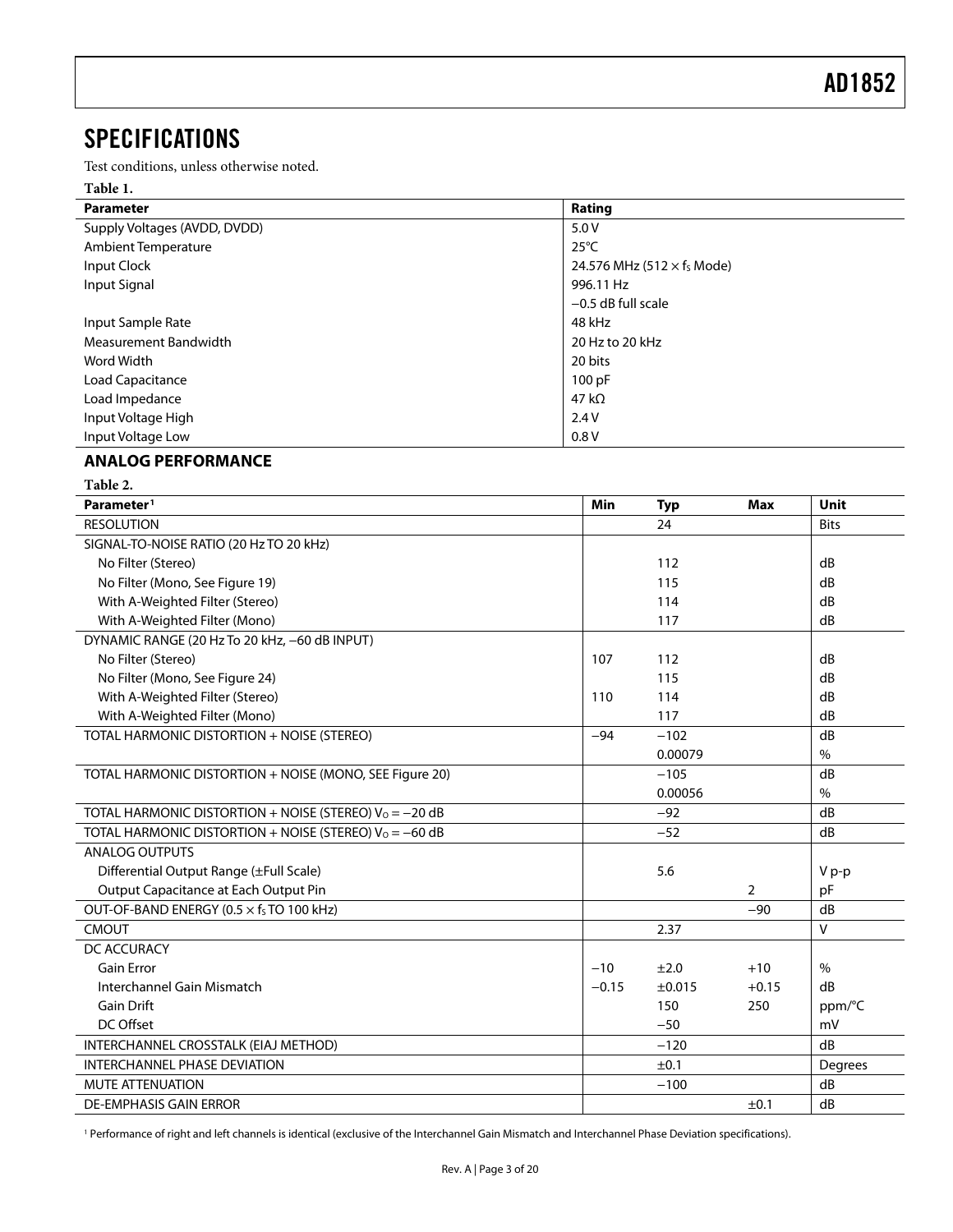## SPECIFICATIONS

Test conditions, unless otherwise noted.

**Table 1.**

| Parameter | Rating |
|---|---|
| Supply Voltages (AVDD, DVDD) | 5.0 V |
| Ambient Temperature | 25°C |
| Input Clock | 24.576 MHz (512 × $f_S$ Mode) |
| Input Signal | 996.11 Hz |
| | −0.5 dB full scale |
| Input Sample Rate | 48 kHz |
| Measurement Bandwidth | 20 Hz to 20 kHz |
| Word Width | 20 bits |
| Load Capacitance | 100 pF |
| Load Impedance | 47 kΩ |
| Input Voltage High | 2.4 V |
| Input Voltage Low | 0.8 V |

### ANALOG PERFORMANCE

**Table 2.**

| Parameter[1] | Min | Typ | Max | Unit |
|---|---|---|---|---|
| RESOLUTION | | 24 | | Bits |
| SIGNAL-TO-NOISE RATIO (20 Hz TO 20 kHz) | | | | |
| No Filter (Stereo) | | 112 | | dB |
| No Filter (Mono, See Figure 19) | | 115 | | dB |
| With A-Weighted Filter (Stereo) | | 114 | | dB |
| With A-Weighted Filter (Mono) | | 117 | | dB |
| DYNAMIC RANGE (20 Hz To 20 kHz, −60 dB INPUT) | | | | |
| No Filter (Stereo) | 107 | 112 | | dB |
| No Filter (Mono, See Figure 24) | | 115 | | dB |
| With A-Weighted Filter (Stereo) | 110 | 114 | | dB |
| With A-Weighted Filter (Mono) | | 117 | | dB |
| TOTAL HARMONIC DISTORTION + NOISE (STEREO) | −94 | −102 | | dB |
| | | 0.00079 | | % |
| TOTAL HARMONIC DISTORTION + NOISE (MONO, SEE Figure 20) | | −105 | | dB |
| | | 0.00056 | | % |
| TOTAL HARMONIC DISTORTION + NOISE (STEREO) $V_O = -20$ dB | | −92 | | dB |
| TOTAL HARMONIC DISTORTION + NOISE (STEREO) $V_O = -60$ dB | | −52 | | dB |
| ANALOG OUTPUTS | | | | |
| Differential Output Range (±Full Scale) | | 5.6 | | V p-p |
| Output Capacitance at Each Output Pin | | | 2 | pF |
| OUT-OF-BAND ENERGY (0.5 × $f_S$ TO 100 kHz) | | | −90 | dB |
| CMOUT | | 2.37 | | V |
| DC ACCURACY | | | | |
| Gain Error | −10 | ±2.0 | +10 | % |
| Interchannel Gain Mismatch | −0.15 | ±0.015 | +0.15 | dB |
| Gain Drift | | 150 | 250 | ppm/°C |
| DC Offset | | −50 | | mV |
| INTERCHANNEL CROSSTALK (EIAJ METHOD) | | −120 | | dB |
| INTERCHANNEL PHASE DEVIATION | | ±0.1 | | Degrees |
| MUTE ATTENUATION | | −100 | | dB |
| DE-EMPHASIS GAIN ERROR | | | ±0.1 | dB |

[1] Performance of right and left channels is identical (exclusive of the Interchannel Gain Mismatch and Interchannel Phase Deviation specifications).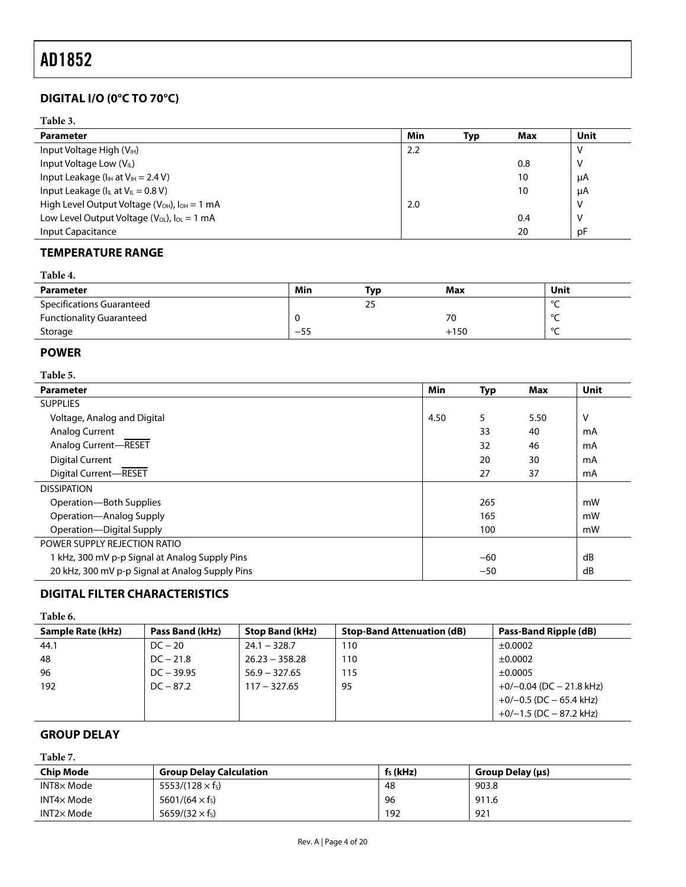## DIGITAL I/O (0°C TO 70°C)

**Table 3.**

| Parameter | Min | Typ | Max | Unit |
|---|---|---|---|---|
| Input Voltage High ($V_{IH}$) | 2.2 | | | V |
| Input Voltage Low ($V_{IL}$) | | | 0.8 | V |
| Input Leakage ($I_{IH}$ at $V_{IH}$ = 2.4 V) | | | 10 | μA |
| Input Leakage ($I_{IL}$ at $V_{IL}$ = 0.8 V) | | | 10 | μA |
| High Level Output Voltage ($V_{OH}$), $I_{OH}$ = 1 mA | 2.0 | | | V |
| Low Level Output Voltage ($V_{OL}$), $I_{OL}$ = 1 mA | | | 0.4 | V |
| Input Capacitance | | | 20 | pF |

## TEMPERATURE RANGE

**Table 4.**

| Parameter | Min | Typ | Max | Unit |
|---|---|---|---|---|
| Specifications Guaranteed | | 25 | | °C |
| Functionality Guaranteed | 0 | | 70 | °C |
| Storage | −55 | | +150 | °C |

## POWER

**Table 5.**

| Parameter | Min | Typ | Max | Unit |
|---|---|---|---|---|
| SUPPLIES | | | | |
| Voltage, Analog and Digital | 4.50 | 5 | 5.50 | V |
| Analog Current | | 33 | 40 | mA |
| Analog Current—$\overline{\text{RESET}}$ | | 32 | 46 | mA |
| Digital Current | | 20 | 30 | mA |
| Digital Current—$\overline{\text{RESET}}$ | | 27 | 37 | mA |
| DISSIPATION | | | | |
| Operation—Both Supplies | | 265 | | mW |
| Operation—Analog Supply | | 165 | | mW |
| Operation—Digital Supply | | 100 | | mW |
| POWER SUPPLY REJECTION RATIO | | | | |
| 1 kHz, 300 mV p-p Signal at Analog Supply Pins | | −60 | | dB |
| 20 kHz, 300 mV p-p Signal at Analog Supply Pins | | −50 | | dB |

## DIGITAL FILTER CHARACTERISTICS

**Table 6.**

| Sample Rate (kHz) | Pass Band (kHz) | Stop Band (kHz) | Stop-Band Attenuation (dB) | Pass-Band Ripple (dB) |
|---|---|---|---|---|
| 44.1 | DC − 20 | 24.1 − 328.7 | 110 | ±0.0002 |
| 48 | DC − 21.8 | 26.23 − 358.28 | 110 | ±0.0002 |
| 96 | DC − 39.95 | 56.9 − 327.65 | 115 | ±0.0005 |
| 192 | DC − 87.2 | 117 − 327.65 | 95 | +0/−0.04 (DC − 21.8 kHz) |
| | | | | +0/−0.5 (DC − 65.4 kHz) |
| | | | | +0/−1.5 (DC − 87.2 kHz) |

## GROUP DELAY

**Table 7.**

| Chip Mode | Group Delay Calculation | $f_S$ (kHz) | Group Delay (μs) |
|---|---|---|---|
| INT8× Mode | $5553/(128 \times f_S)$ | 48 | 903.8 |
| INT4× Mode | $5601/(64 \times f_S)$ | 96 | 911.6 |
| INT2× Mode | $5659/(32 \times f_S)$ | 192 | 921 |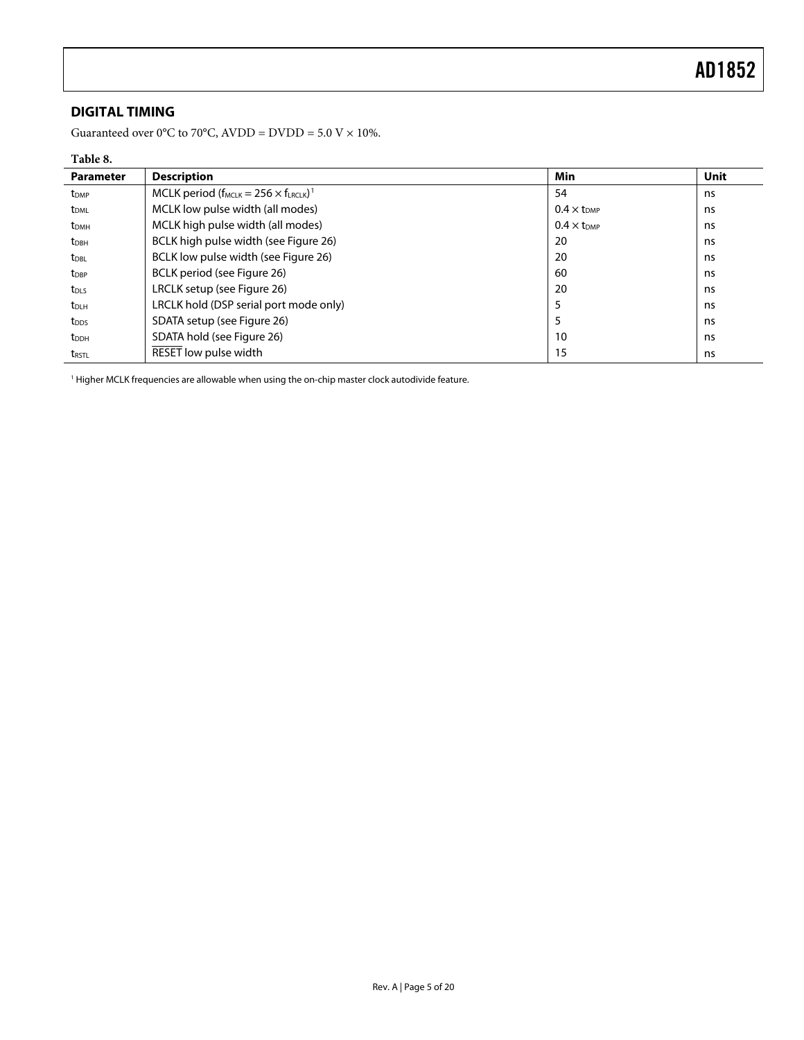## DIGITAL TIMING

Guaranteed over 0°C to 70°C, AVDD = DVDD = 5.0 V × 10%.

**Table 8.**

| Parameter | Description | Min | Unit |
|---|---|---|---|
| $t_{DMP}$ | MCLK period ($f_{MCLK} = 256 \times f_{LRCLK}$)[1] | 54 | ns |
| $t_{DML}$ | MCLK low pulse width (all modes) | $0.4 \times t_{DMP}$ | ns |
| $t_{DMH}$ | MCLK high pulse width (all modes) | $0.4 \times t_{DMP}$ | ns |
| $t_{DBH}$ | BCLK high pulse width (see Figure 26) | 20 | ns |
| $t_{DBL}$ | BCLK low pulse width (see Figure 26) | 20 | ns |
| $t_{DBP}$ | BCLK period (see Figure 26) | 60 | ns |
| $t_{DLS}$ | LRCLK setup (see Figure 26) | 20 | ns |
| $t_{DLH}$ | LRCLK hold (DSP serial port mode only) | 5 | ns |
| $t_{DDS}$ | SDATA setup (see Figure 26) | 5 | ns |
| $t_{DDH}$ | SDATA hold (see Figure 26) | 10 | ns |
| $t_{RSTL}$ | $\overline{\text{RESET}}$ low pulse width | 15 | ns |

[1] Higher MCLK frequencies are allowable when using the on-chip master clock autodivide feature.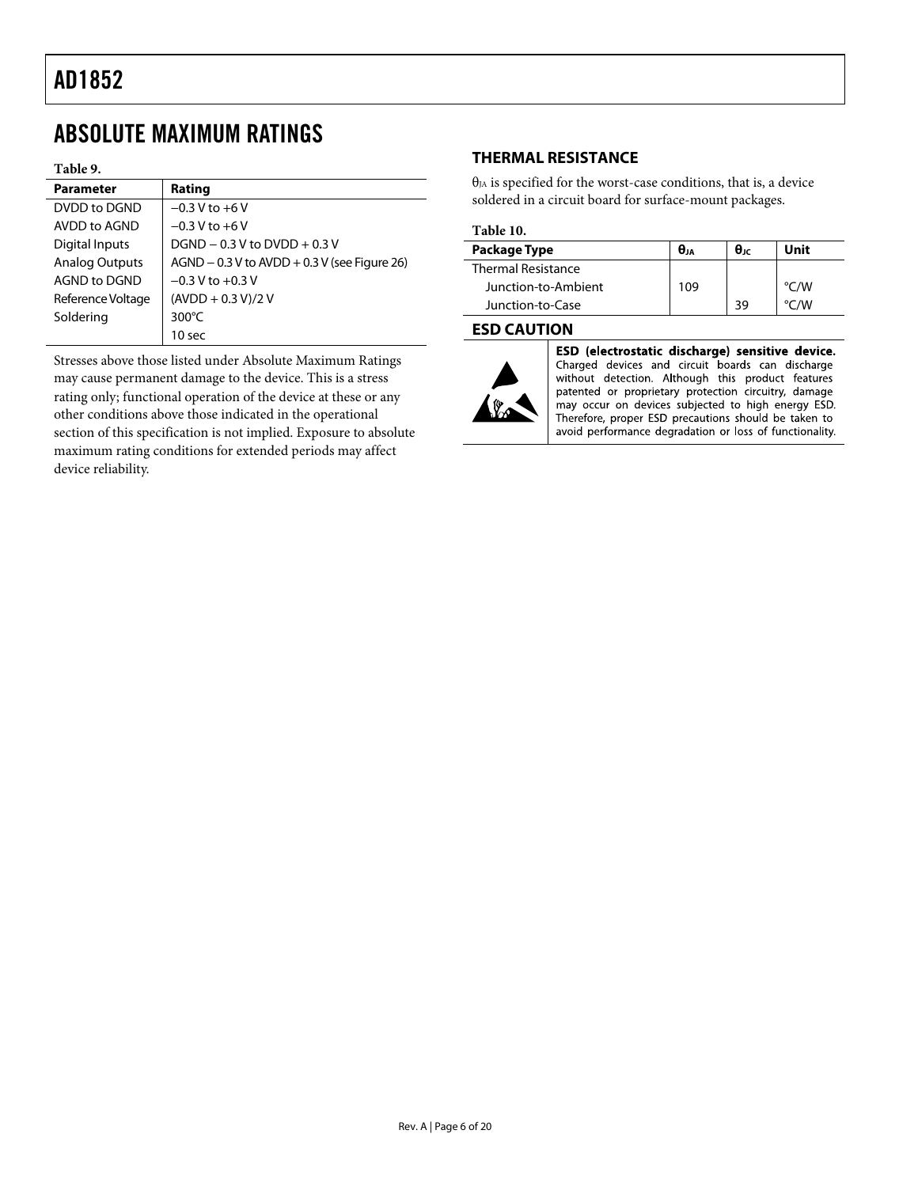# ABSOLUTE MAXIMUM RATINGS

**Table 9.**

| Parameter | Rating |
|---|---|
| DVDD to DGND | −0.3 V to +6 V |
| AVDD to AGND | −0.3 V to +6 V |
| Digital Inputs | DGND − 0.3 V to DVDD + 0.3 V |
| Analog Outputs | AGND − 0.3 V to AVDD + 0.3 V (see Figure 26) |
| AGND to DGND | −0.3 V to +0.3 V |
| Reference Voltage | (AVDD + 0.3 V)/2 V |
| Soldering | 300°C |
| | 10 sec |

Stresses above those listed under Absolute Maximum Ratings may cause permanent damage to the device. This is a stress rating only; functional operation of the device at these or any other conditions above those indicated in the operational section of this specification is not implied. Exposure to absolute maximum rating conditions for extended periods may affect device reliability.

## THERMAL RESISTANCE

$\theta_{JA}$ is specified for the worst-case conditions, that is, a device soldered in a circuit board for surface-mount packages.

**Table 10.**

| Package Type | $\theta_{JA}$ | $\theta_{JC}$ | Unit |
|---|---|---|---|
| Thermal Resistance | | | |
| Junction-to-Ambient | 109 | | °C/W |
| Junction-to-Case | | 39 | °C/W |

## ESD CAUTION

**ESD (electrostatic discharge) sensitive device.** Charged devices and circuit boards can discharge without detection. Although this product features patented or proprietary protection circuitry, damage may occur on devices subjected to high energy ESD. Therefore, proper ESD precautions should be taken to avoid performance degradation or loss of functionality.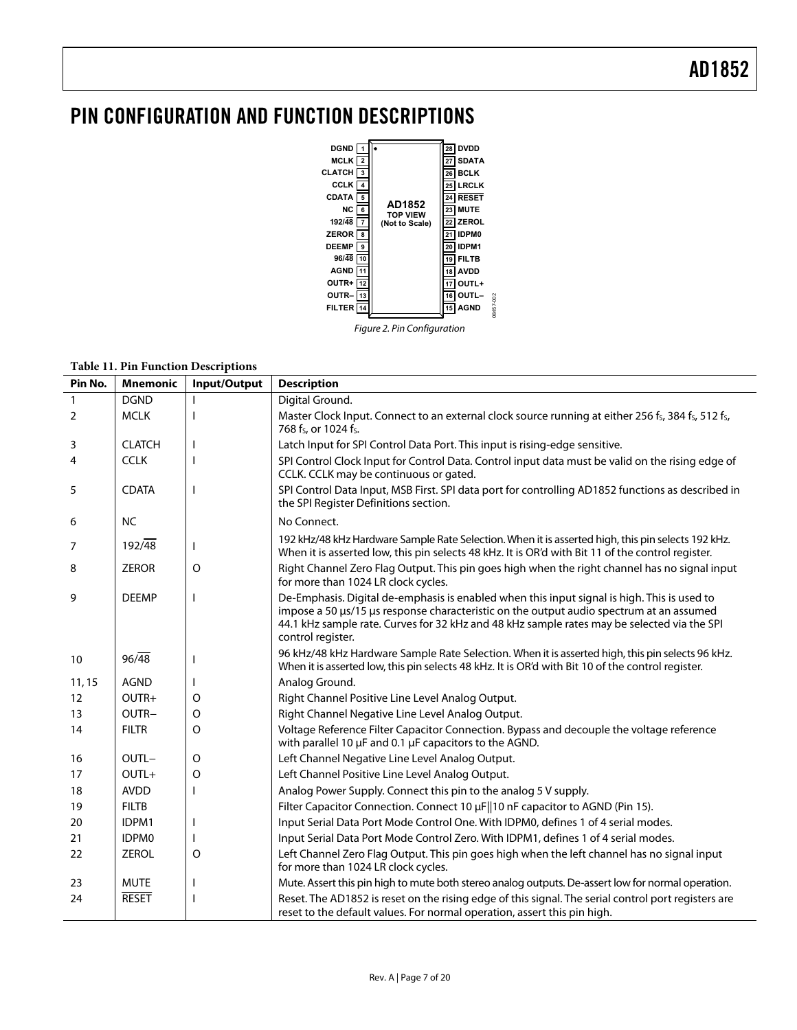## PIN CONFIGURATION AND FUNCTION DESCRIPTIONS

Figure 2. Pin Configuration

**Table 11. Pin Function Descriptions**

| Pin No. | Mnemonic | Input/Output | Description |
|---|---|---|---|
| 1 | DGND | I | Digital Ground. |
| 2 | MCLK | I | Master Clock Input. Connect to an external clock source running at either 256 $f_S$, 384 $f_S$, 512 $f_S$, 768 $f_S$, or 1024 $f_S$. |
| 3 | CLATCH | I | Latch Input for SPI Control Data Port. This input is rising-edge sensitive. |
| 4 | CCLK | I | SPI Control Clock Input for Control Data. Control input data must be valid on the rising edge of CCLK. CCLK may be continuous or gated. |
| 5 | CDATA | I | SPI Control Data Input, MSB First. SPI data port for controlling AD1852 functions as described in the SPI Register Definitions section. |
| 6 | NC | | No Connect. |
| 7 | 192/$\overline{48}$ | I | 192 kHz/48 kHz Hardware Sample Rate Selection. When it is asserted high, this pin selects 192 kHz. When it is asserted low, this pin selects 48 kHz. It is OR'd with Bit 11 of the control register. |
| 8 | ZEROR | O | Right Channel Zero Flag Output. This pin goes high when the right channel has no signal input for more than 1024 LR clock cycles. |
| 9 | DEEMP | I | De-Emphasis. Digital de-emphasis is enabled when this input signal is high. This is used to impose a 50 µs/15 µs response characteristic on the output audio spectrum at an assumed 44.1 kHz sample rate. Curves for 32 kHz and 48 kHz sample rates may be selected via the SPI control register. |
| 10 | 96/$\overline{48}$ | I | 96 kHz/48 kHz Hardware Sample Rate Selection. When it is asserted high, this pin selects 96 kHz. When it is asserted low, this pin selects 48 kHz. It is OR'd with Bit 10 of the control register. |
| 11, 15 | AGND | I | Analog Ground. |
| 12 | OUTR+ | O | Right Channel Positive Line Level Analog Output. |
| 13 | OUTR− | O | Right Channel Negative Line Level Analog Output. |
| 14 | FILTR | O | Voltage Reference Filter Capacitor Connection. Bypass and decouple the voltage reference with parallel 10 µF and 0.1 µF capacitors to the AGND. |
| 16 | OUTL− | O | Left Channel Negative Line Level Analog Output. |
| 17 | OUTL+ | O | Left Channel Positive Line Level Analog Output. |
| 18 | AVDD | I | Analog Power Supply. Connect this pin to the analog 5 V supply. |
| 19 | FILTB | | Filter Capacitor Connection. Connect 10 µF‖10 nF capacitor to AGND (Pin 15). |
| 20 | IDPM1 | I | Input Serial Data Port Mode Control One. With IDPM0, defines 1 of 4 serial modes. |
| 21 | IDPM0 | I | Input Serial Data Port Mode Control Zero. With IDPM1, defines 1 of 4 serial modes. |
| 22 | ZEROL | O | Left Channel Zero Flag Output. This pin goes high when the left channel has no signal input for more than 1024 LR clock cycles. |
| 23 | MUTE | I | Mute. Assert this pin high to mute both stereo analog outputs. De-assert low for normal operation. |
| 24 | $\overline{\text{RESET}}$ | I | Reset. The AD1852 is reset on the rising edge of this signal. The serial control port registers are reset to the default values. For normal operation, assert this pin high. |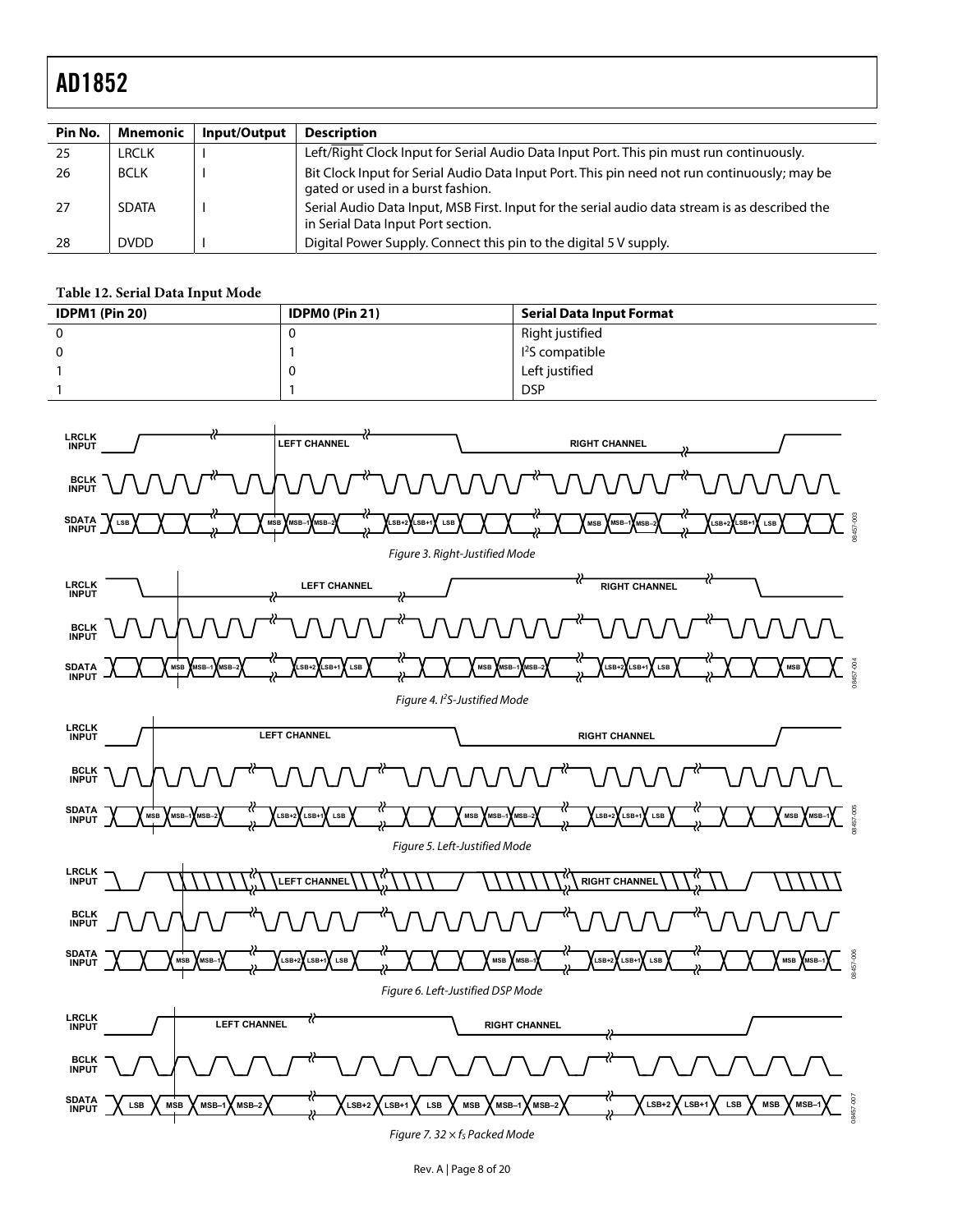| Pin No. | Mnemonic | Input/Output | Description |
|---|---|---|---|
| 25 | LRCLK | I | Left/$\overline{\text{Right}}$ Clock Input for Serial Audio Data Input Port. This pin must run continuously. |
| 26 | BCLK | I | Bit Clock Input for Serial Audio Data Input Port. This pin need not run continuously; may be gated or used in a burst fashion. |
| 27 | SDATA | I | Serial Audio Data Input, MSB First. Input for the serial audio data stream is as described the in Serial Data Input Port section. |
| 28 | DVDD | I | Digital Power Supply. Connect this pin to the digital 5 V supply. |

**Table 12. Serial Data Input Mode**

| IDPM1 (Pin 20) | IDPM0 (Pin 21) | Serial Data Input Format |
|---|---|---|
| 0 | 0 | Right justified |
| 0 | 1 | $I^2S$ compatible |
| 1 | 0 | Left justified |
| 1 | 1 | DSP |

*Figure 3. Right-Justified Mode*

*Figure 4. $I^2S$-Justified Mode*

*Figure 5. Left-Justified Mode*

*Figure 6. Left-Justified DSP Mode*

*Figure 7. 32 × $f_S$ Packed Mode*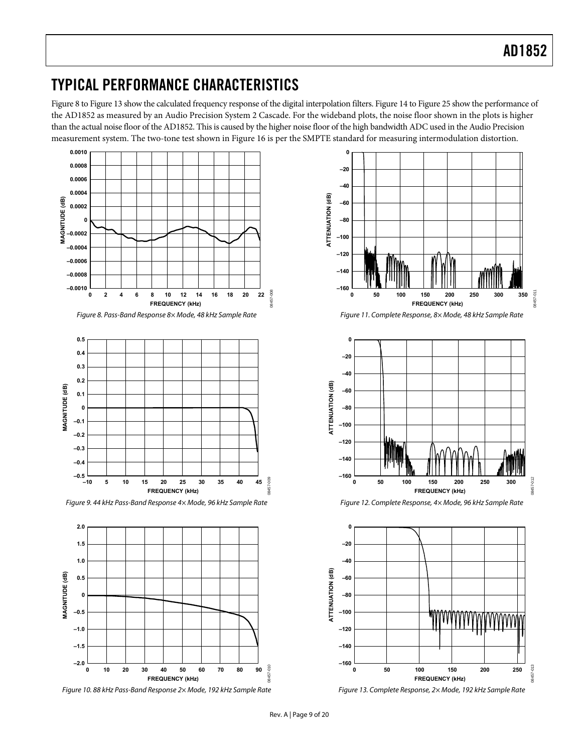## TYPICAL PERFORMANCE CHARACTERISTICS

Figure 8 to Figure 13 show the calculated frequency response of the digital interpolation filters. Figure 14 to Figure 25 show the performance of the AD1852 as measured by an Audio Precision System 2 Cascade. For the wideband plots, the noise floor shown in the plots is higher than the actual noise floor of the AD1852. This is caused by the higher noise floor of the high bandwidth ADC used in the Audio Precision measurement system. The two-tone test shown in Figure 16 is per the SMPTE standard for measuring intermodulation distortion.

*Figure 8. Pass-Band Response 8× Mode, 48 kHz Sample Rate*

*Figure 9. 44 kHz Pass-Band Response 4× Mode, 96 kHz Sample Rate*

*Figure 10. 88 kHz Pass-Band Response 2× Mode, 192 kHz Sample Rate*

*Figure 11. Complete Response, 8× Mode, 48 kHz Sample Rate*

*Figure 12. Complete Response, 4× Mode, 96 kHz Sample Rate*

*Figure 13. Complete Response, 2× Mode, 192 kHz Sample Rate*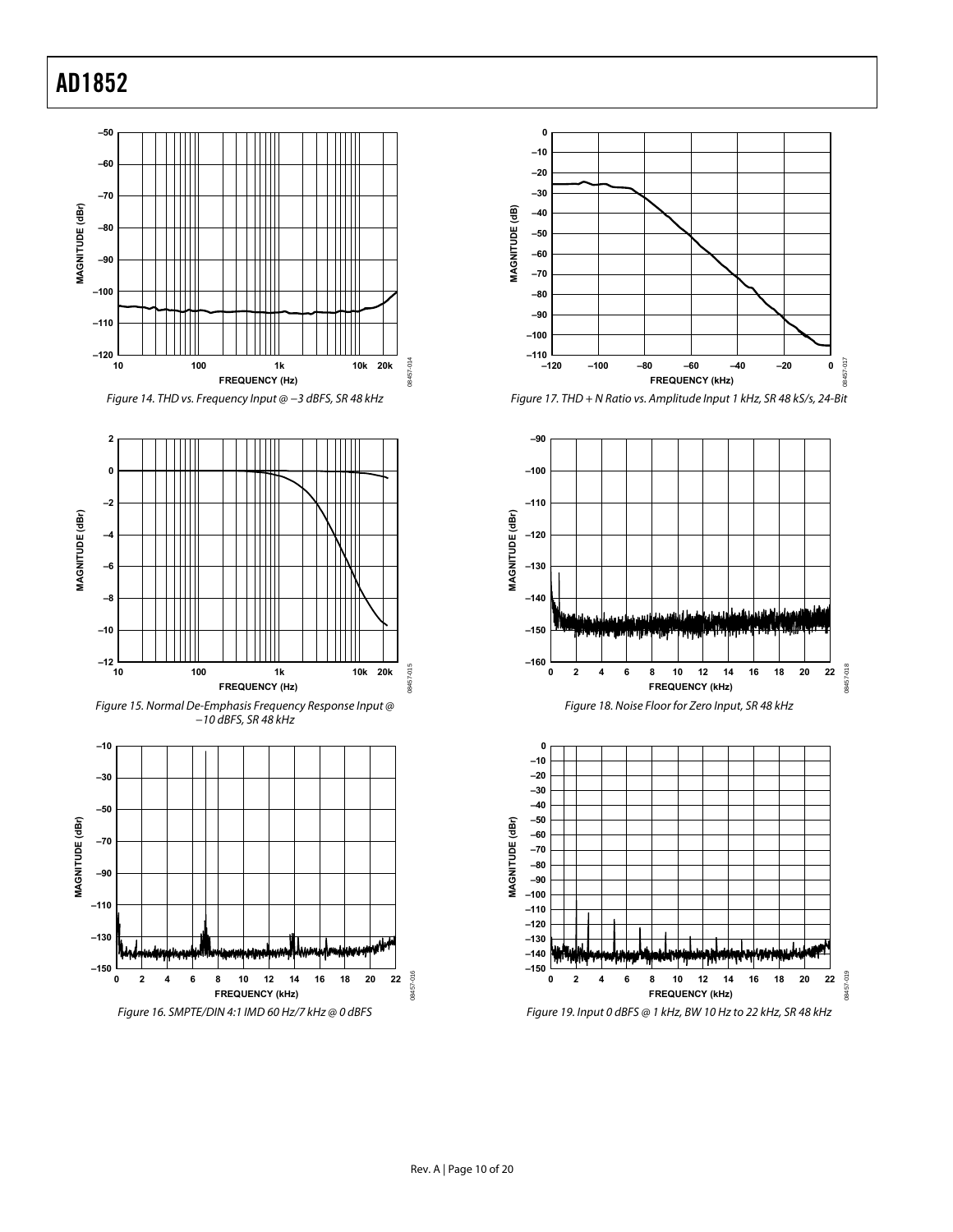Figure 14. THD vs. Frequency Input @ −3 dBFS, SR 48 kHz

Figure 15. Normal De-Emphasis Frequency Response Input @ −10 dBFS, SR 48 kHz

Figure 16. SMPTE/DIN 4:1 IMD 60 Hz/7 kHz @ 0 dBFS

Figure 17. THD + N Ratio vs. Amplitude Input 1 kHz, SR 48 kS/s, 24-Bit

Figure 18. Noise Floor for Zero Input, SR 48 kHz

Figure 19. Input 0 dBFS @ 1 kHz, BW 10 Hz to 22 kHz, SR 48 kHz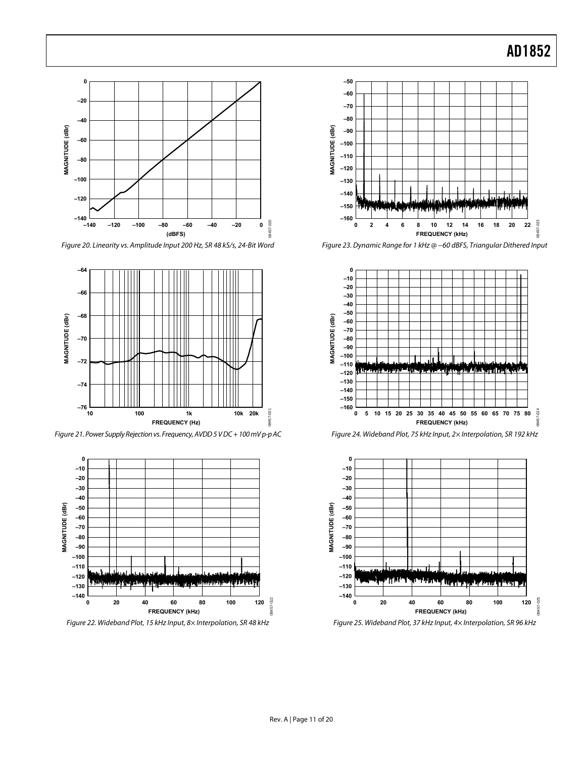Figure 20. Linearity vs. Amplitude Input 200 Hz, SR 48 kS/s, 24-Bit Word

Figure 21. Power Supply Rejection vs. Frequency, AVDD 5 V DC + 100 mV p-p AC

Figure 22. Wideband Plot, 15 kHz Input, 8× Interpolation, SR 48 kHz

Figure 23. Dynamic Range for 1 kHz @ −60 dBFS, Triangular Dithered Input

Figure 24. Wideband Plot, 75 kHz Input, 2× Interpolation, SR 192 kHz

Figure 25. Wideband Plot, 37 kHz Input, 4× Interpolation, SR 96 kHz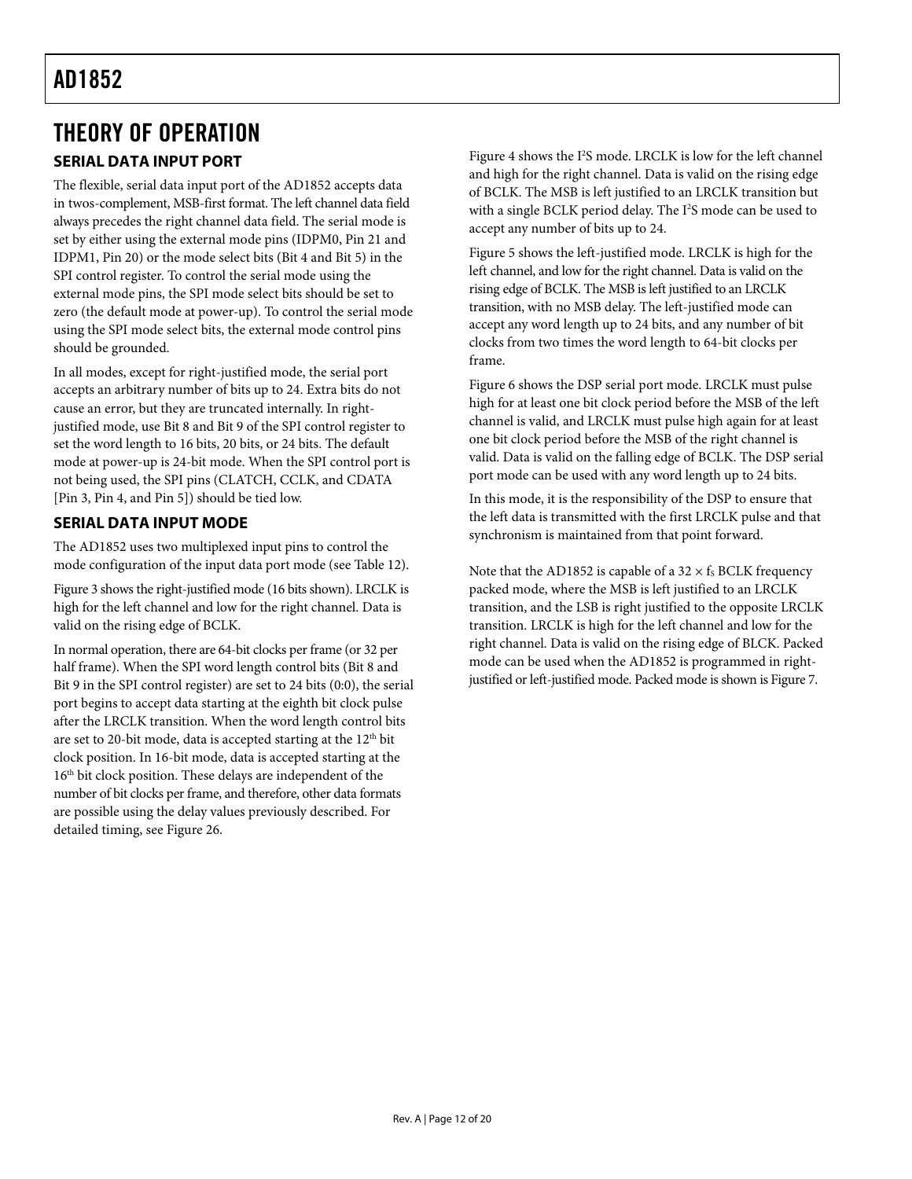# THEORY OF OPERATION

## SERIAL DATA INPUT PORT

The flexible, serial data input port of the AD1852 accepts data in twos-complement, MSB-first format. The left channel data field always precedes the right channel data field. The serial mode is set by either using the external mode pins (IDPM0, Pin 21 and IDPM1, Pin 20) or the mode select bits (Bit 4 and Bit 5) in the SPI control register. To control the serial mode using the external mode pins, the SPI mode select bits should be set to zero (the default mode at power-up). To control the serial mode using the SPI mode select bits, the external mode control pins should be grounded.

In all modes, except for right-justified mode, the serial port accepts an arbitrary number of bits up to 24. Extra bits do not cause an error, but they are truncated internally. In right-justified mode, use Bit 8 and Bit 9 of the SPI control register to set the word length to 16 bits, 20 bits, or 24 bits. The default mode at power-up is 24-bit mode. When the SPI control port is not being used, the SPI pins (CLATCH, CCLK, and CDATA [Pin 3, Pin 4, and Pin 5]) should be tied low.

## SERIAL DATA INPUT MODE

The AD1852 uses two multiplexed input pins to control the mode configuration of the input data port mode (see Table 12).

Figure 3 shows the right-justified mode (16 bits shown). LRCLK is high for the left channel and low for the right channel. Data is valid on the rising edge of BCLK.

In normal operation, there are 64-bit clocks per frame (or 32 per half frame). When the SPI word length control bits (Bit 8 and Bit 9 in the SPI control register) are set to 24 bits (0:0), the serial port begins to accept data starting at the eighth bit clock pulse after the LRCLK transition. When the word length control bits are set to 20-bit mode, data is accepted starting at the 12th bit clock position. In 16-bit mode, data is accepted starting at the 16th bit clock position. These delays are independent of the number of bit clocks per frame, and therefore, other data formats are possible using the delay values previously described. For detailed timing, see Figure 26.

Figure 4 shows the I²S mode. LRCLK is low for the left channel and high for the right channel. Data is valid on the rising edge of BCLK. The MSB is left justified to an LRCLK transition but with a single BCLK period delay. The I²S mode can be used to accept any number of bits up to 24.

Figure 5 shows the left-justified mode. LRCLK is high for the left channel, and low for the right channel. Data is valid on the rising edge of BCLK. The MSB is left justified to an LRCLK transition, with no MSB delay. The left-justified mode can accept any word length up to 24 bits, and any number of bit clocks from two times the word length to 64-bit clocks per frame.

Figure 6 shows the DSP serial port mode. LRCLK must pulse high for at least one bit clock period before the MSB of the left channel is valid, and LRCLK must pulse high again for at least one bit clock period before the MSB of the right channel is valid. Data is valid on the falling edge of BCLK. The DSP serial port mode can be used with any word length up to 24 bits.

In this mode, it is the responsibility of the DSP to ensure that the left data is transmitted with the first LRCLK pulse and that synchronism is maintained from that point forward.

Note that the AD1852 is capable of a $32 \times f_S$ BCLK frequency packed mode, where the MSB is left justified to an LRCLK transition, and the LSB is right justified to the opposite LRCLK transition. LRCLK is high for the left channel and low for the right channel. Data is valid on the rising edge of BLCK. Packed mode can be used when the AD1852 is programmed in right-justified or left-justified mode. Packed mode is shown is Figure 7.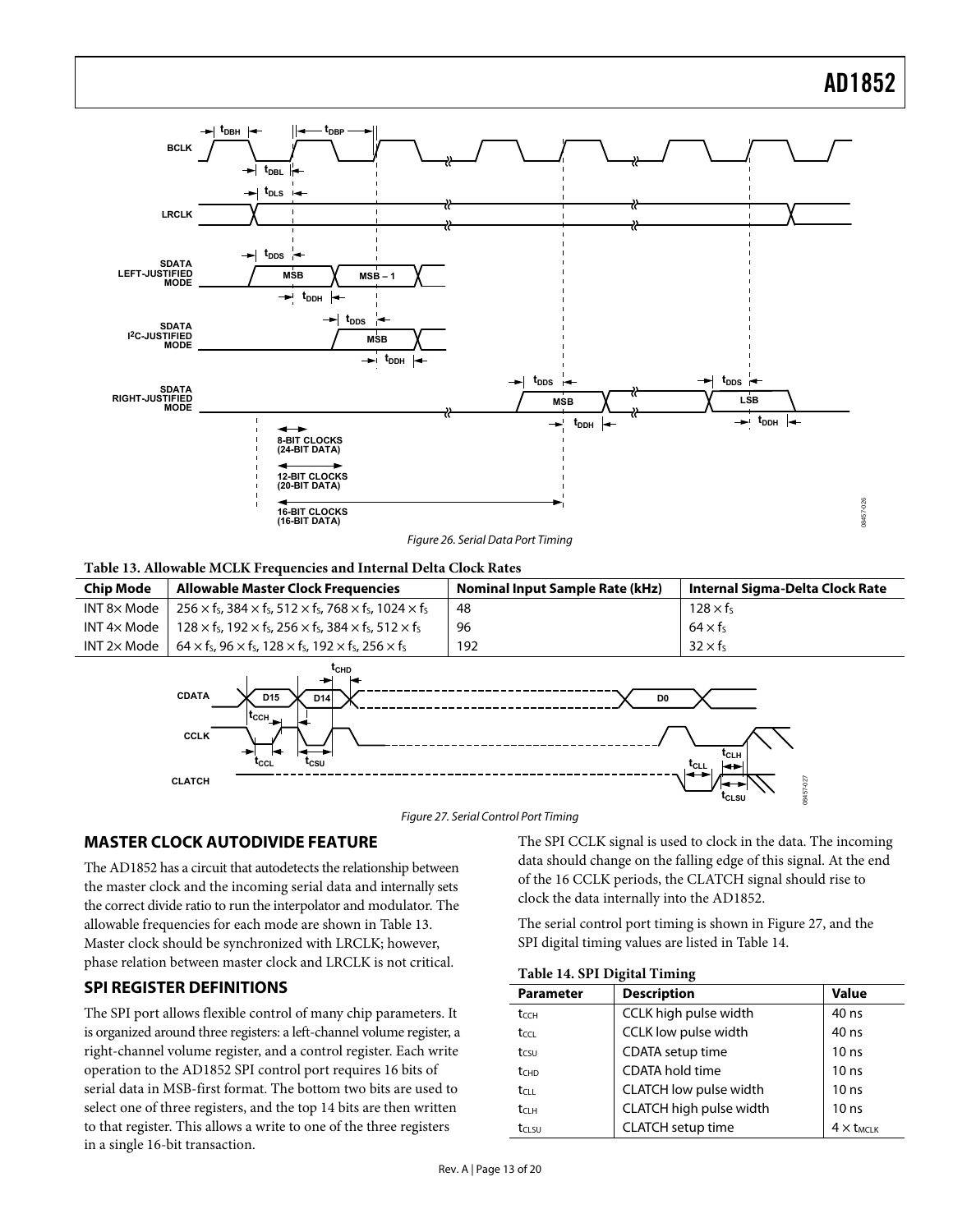Figure 26. Serial Data Port Timing

**Table 13. Allowable MCLK Frequencies and Internal Delta Clock Rates**

| Chip Mode | Allowable Master Clock Frequencies | Nominal Input Sample Rate (kHz) | Internal Sigma-Delta Clock Rate |
|---|---|---|---|
| INT 8× Mode | $256 \times f_S$, $384 \times f_S$, $512 \times f_S$, $768 \times f_S$, $1024 \times f_S$ | 48 | $128 \times f_S$ |
| INT 4× Mode | $128 \times f_S$, $192 \times f_S$, $256 \times f_S$, $384 \times f_S$, $512 \times f_S$ | 96 | $64 \times f_S$ |
| INT 2× Mode | $64 \times f_S$, $96 \times f_S$, $128 \times f_S$, $192 \times f_S$, $256 \times f_S$ | 192 | $32 \times f_S$ |

Figure 27. Serial Control Port Timing

## MASTER CLOCK AUTODIVIDE FEATURE

The AD1852 has a circuit that autodetects the relationship between the master clock and the incoming serial data and internally sets the correct divide ratio to run the interpolator and modulator. The allowable frequencies for each mode are shown in Table 13. Master clock should be synchronized with LRCLK; however, phase relation between master clock and LRCLK is not critical.

## SPI REGISTER DEFINITIONS

The SPI port allows flexible control of many chip parameters. It is organized around three registers: a left-channel volume register, a right-channel volume register, and a control register. Each write operation to the AD1852 SPI control port requires 16 bits of serial data in MSB-first format. The bottom two bits are used to select one of three registers, and the top 14 bits are then written to that register. This allows a write to one of the three registers in a single 16-bit transaction.

The SPI CCLK signal is used to clock in the data. The incoming data should change on the falling edge of this signal. At the end of the 16 CCLK periods, the CLATCH signal should rise to clock the data internally into the AD1852.

The serial control port timing is shown in Figure 27, and the SPI digital timing values are listed in Table 14.

**Table 14. SPI Digital Timing**

| Parameter | Description | Value |
|---|---|---|
| $t_{CCH}$ | CCLK high pulse width | 40 ns |
| $t_{CCL}$ | CCLK low pulse width | 40 ns |
| $t_{CSU}$ | CDATA setup time | 10 ns |
| $t_{CHD}$ | CDATA hold time | 10 ns |
| $t_{CLL}$ | CLATCH low pulse width | 10 ns |
| $t_{CLH}$ | CLATCH high pulse width | 10 ns |
| $t_{CLSU}$ | CLATCH setup time | $4 \times t_{MCLK}$ |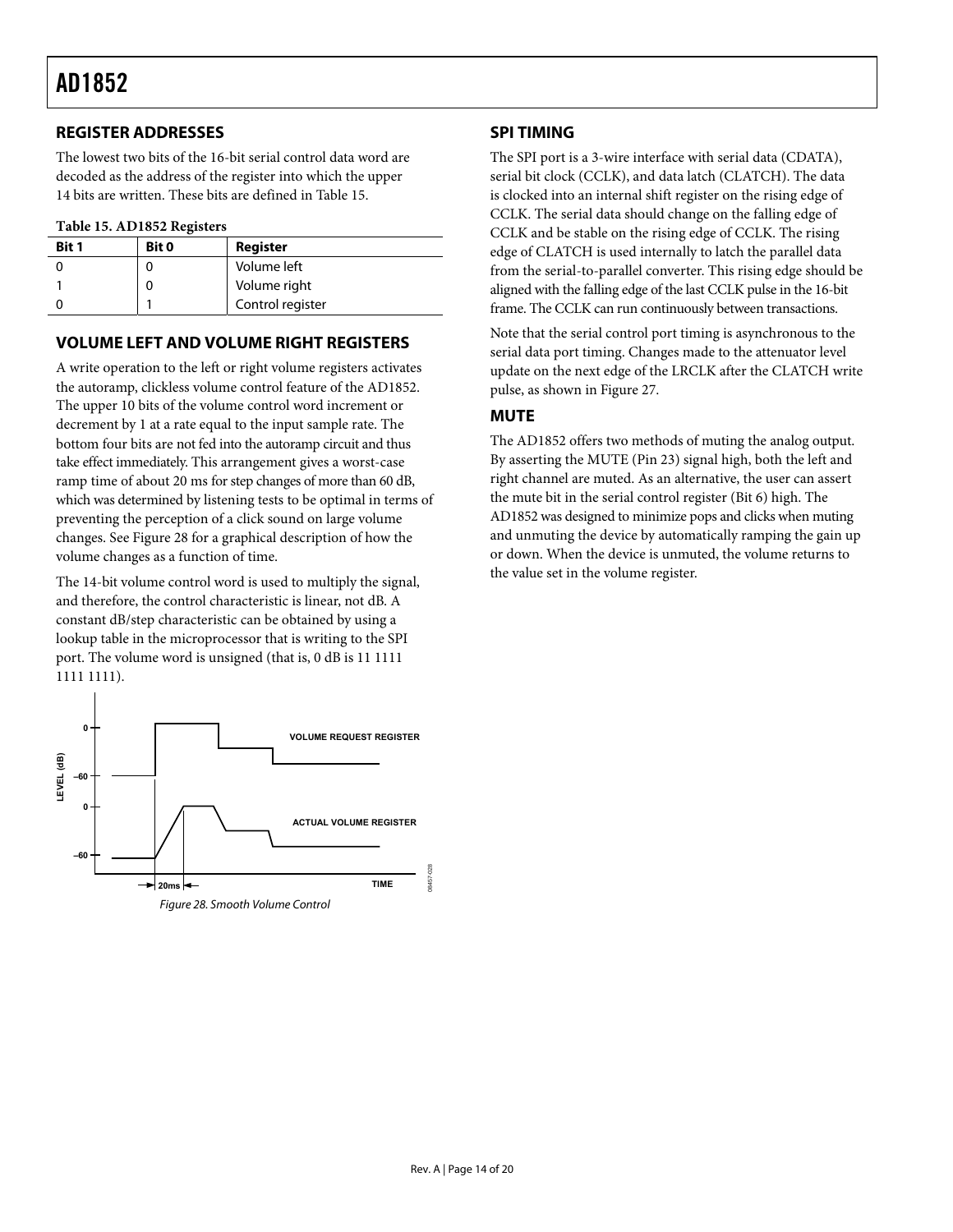## REGISTER ADDRESSES

The lowest two bits of the 16-bit serial control data word are decoded as the address of the register into which the upper 14 bits are written. These bits are defined in Table 15.

**Table 15. AD1852 Registers**

| Bit 1 | Bit 0 | Register |
|---|---|---|
| 0 | 0 | Volume left |
| 1 | 0 | Volume right |
| 0 | 1 | Control register |

## VOLUME LEFT AND VOLUME RIGHT REGISTERS

A write operation to the left or right volume registers activates the autoramp, clickless volume control feature of the AD1852. The upper 10 bits of the volume control word increment or decrement by 1 at a rate equal to the input sample rate. The bottom four bits are not fed into the autoramp circuit and thus take effect immediately. This arrangement gives a worst-case ramp time of about 20 ms for step changes of more than 60 dB, which was determined by listening tests to be optimal in terms of preventing the perception of a click sound on large volume changes. See Figure 28 for a graphical description of how the volume changes as a function of time.

The 14-bit volume control word is used to multiply the signal, and therefore, the control characteristic is linear, not dB. A constant dB/step characteristic can be obtained by using a lookup table in the microprocessor that is writing to the SPI port. The volume word is unsigned (that is, 0 dB is 11 1111 1111 1111).

Figure 28. Smooth Volume Control

## SPI TIMING

The SPI port is a 3-wire interface with serial data (CDATA), serial bit clock (CCLK), and data latch (CLATCH). The data is clocked into an internal shift register on the rising edge of CCLK. The serial data should change on the falling edge of CCLK and be stable on the rising edge of CCLK. The rising edge of CLATCH is used internally to latch the parallel data from the serial-to-parallel converter. This rising edge should be aligned with the falling edge of the last CCLK pulse in the 16-bit frame. The CCLK can run continuously between transactions.

Note that the serial control port timing is asynchronous to the serial data port timing. Changes made to the attenuator level update on the next edge of the LRCLK after the CLATCH write pulse, as shown in Figure 27.

## MUTE

The AD1852 offers two methods of muting the analog output. By asserting the MUTE (Pin 23) signal high, both the left and right channel are muted. As an alternative, the user can assert the mute bit in the serial control register (Bit 6) high. The AD1852 was designed to minimize pops and clicks when muting and unmuting the device by automatically ramping the gain up or down. When the device is unmuted, the volume returns to the value set in the volume register.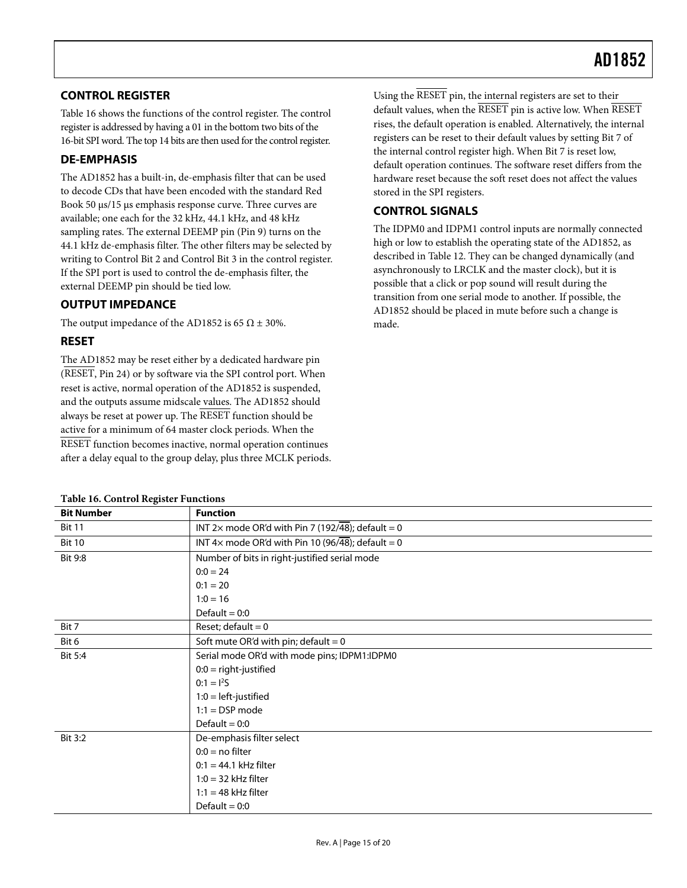## CONTROL REGISTER

Table 16 shows the functions of the control register. The control register is addressed by having a 01 in the bottom two bits of the 16-bit SPI word. The top 14 bits are then used for the control register.

## DE-EMPHASIS

The AD1852 has a built-in, de-emphasis filter that can be used to decode CDs that have been encoded with the standard Red Book 50 µs/15 µs emphasis response curve. Three curves are available; one each for the 32 kHz, 44.1 kHz, and 48 kHz sampling rates. The external DEEMP pin (Pin 9) turns on the 44.1 kHz de-emphasis filter. The other filters may be selected by writing to Control Bit 2 and Control Bit 3 in the control register. If the SPI port is used to control the de-emphasis filter, the external DEEMP pin should be tied low.

## OUTPUT IMPEDANCE

The output impedance of the AD1852 is 65 Ω ± 30%.

## RESET

The AD1852 may be reset either by a dedicated hardware pin ($\overline{\text{RESET}}$, Pin 24) or by software via the SPI control port. When reset is active, normal operation of the AD1852 is suspended, and the outputs assume midscale values. The AD1852 should always be reset at power up. The $\overline{\text{RESET}}$ function should be active for a minimum of 64 master clock periods. When the $\overline{\text{RESET}}$ function becomes inactive, normal operation continues after a delay equal to the group delay, plus three MCLK periods.

Using the $\overline{\text{RESET}}$ pin, the internal registers are set to their default values, when the $\overline{\text{RESET}}$ pin is active low. When $\overline{\text{RESET}}$ rises, the default operation is enabled. Alternatively, the internal registers can be reset to their default values by setting Bit 7 of the internal control register high. When Bit 7 is reset low, default operation continues. The software reset differs from the hardware reset because the soft reset does not affect the values stored in the SPI registers.

## CONTROL SIGNALS

The IDPM0 and IDPM1 control inputs are normally connected high or low to establish the operating state of the AD1852, as described in Table 12. They can be changed dynamically (and asynchronously to LRCLK and the master clock), but it is possible that a click or pop sound will result during the transition from one serial mode to another. If possible, the AD1852 should be placed in mute before such a change is made.

**Table 16. Control Register Functions**

| Bit Number | Function |
|---|---|
| Bit 11 | INT 2× mode OR'd with Pin 7 (192/$\overline{48}$); default = 0 |
| Bit 10 | INT 4× mode OR'd with Pin 10 (96/$\overline{48}$); default = 0 |
| Bit 9:8 | Number of bits in right-justified serial mode<br>0:0 = 24<br>0:1 = 20<br>1:0 = 16<br>Default = 0:0 |
| Bit 7 | Reset; default = 0 |
| Bit 6 | Soft mute OR'd with pin; default = 0 |
| Bit 5:4 | Serial mode OR'd with mode pins; IDPM1:IDPM0<br>0:0 = right-justified<br>0:1 = I²S<br>1:0 = left-justified<br>1:1 = DSP mode<br>Default = 0:0 |
| Bit 3:2 | De-emphasis filter select<br>0:0 = no filter<br>0:1 = 44.1 kHz filter<br>1:0 = 32 kHz filter<br>1:1 = 48 kHz filter<br>Default = 0:0 |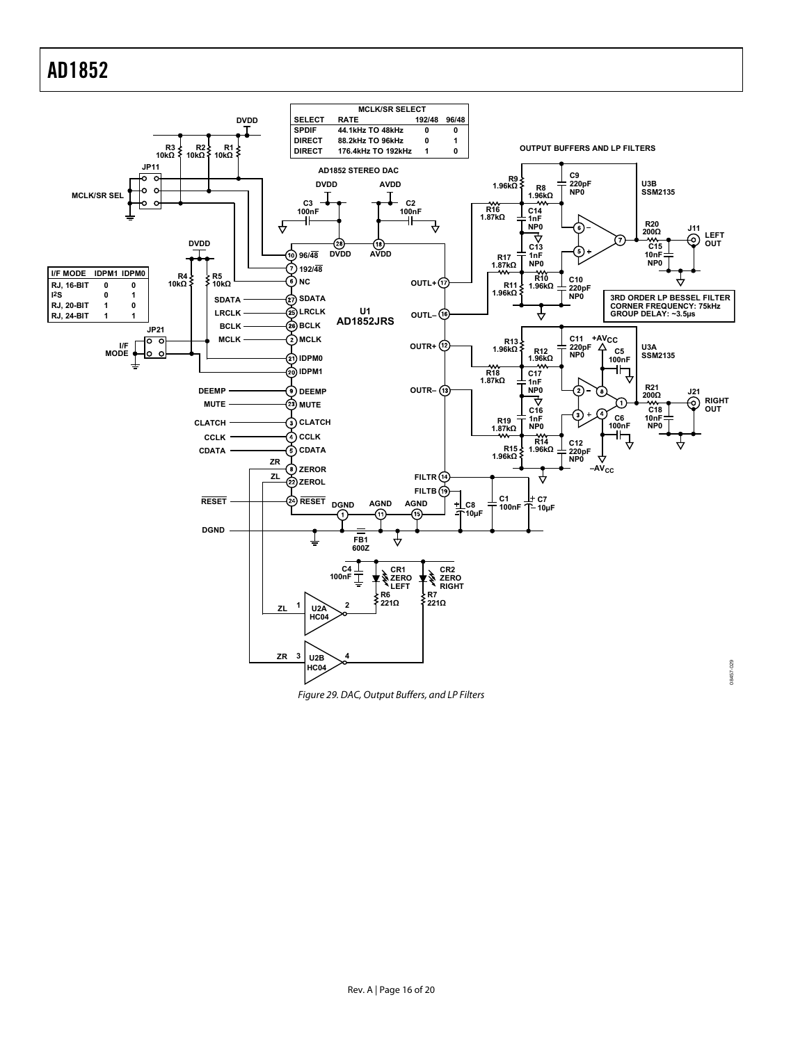| MCLK/SR SELECT | | | |
|---|---|---|---|
| SELECT | RATE | 192/48 | 96/48 |
| SPDIF | 44.1kHz TO 48kHz | 0 | 0 |
| DIRECT | 88.2kHz TO 96kHz | 0 | 1 |
| DIRECT | 176.4kHz TO 192kHz | 1 | 0 |

| I/F MODE | IDPM1 | IDPM0 |
|---|---|---|
| RJ, 16-BIT | 0 | 0 |
| I2S | 0 | 1 |
| RJ, 20-BIT | 1 | 0 |
| RJ, 24-BIT | 1 | 1 |

3RD ORDER LP BESSEL FILTER
CORNER FREQUENCY: 75kHz
GROUP DELAY: ~3.5µs

*Figure 29. DAC, Output Buffers, and LP Filters*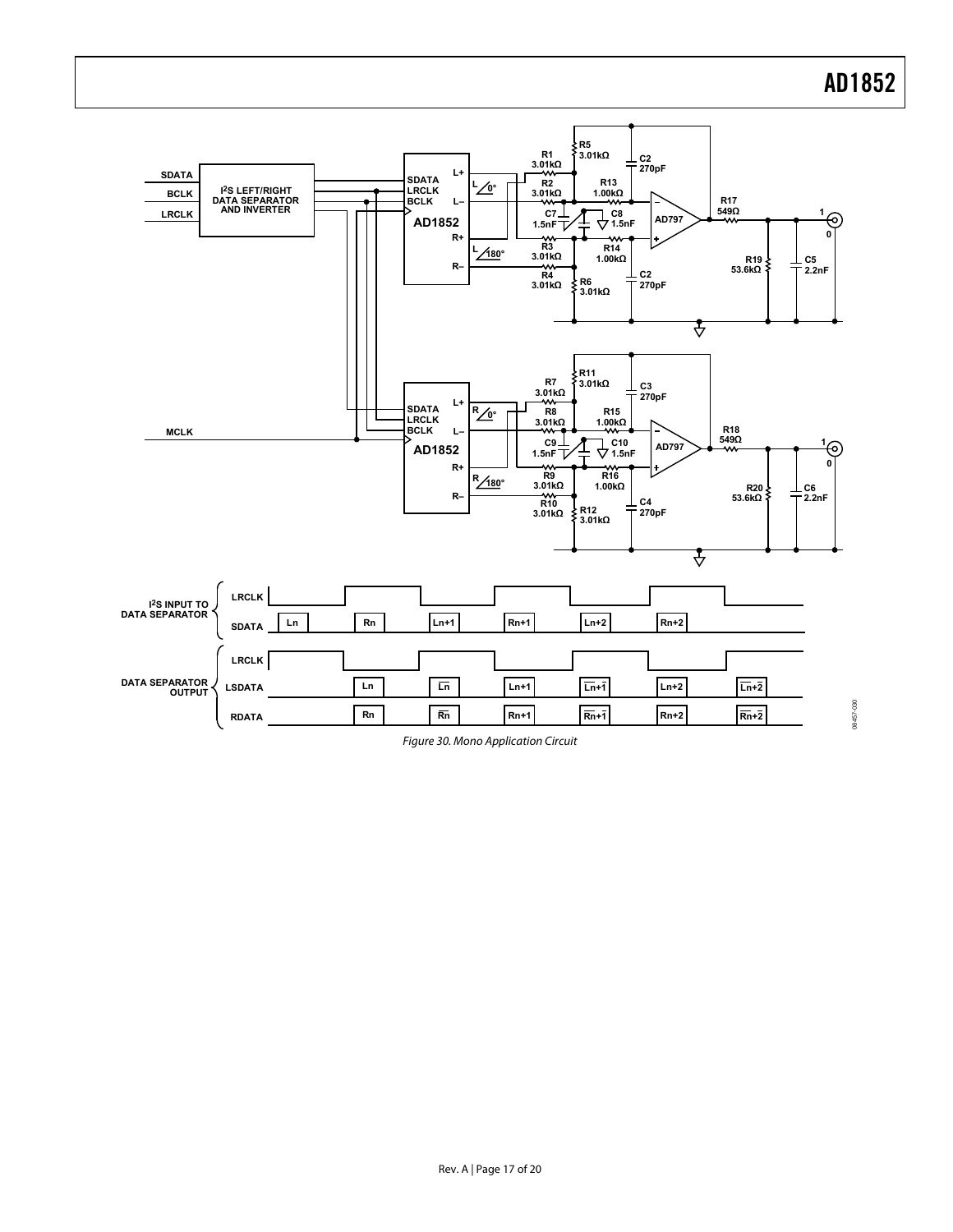Figure 30. Mono Application Circuit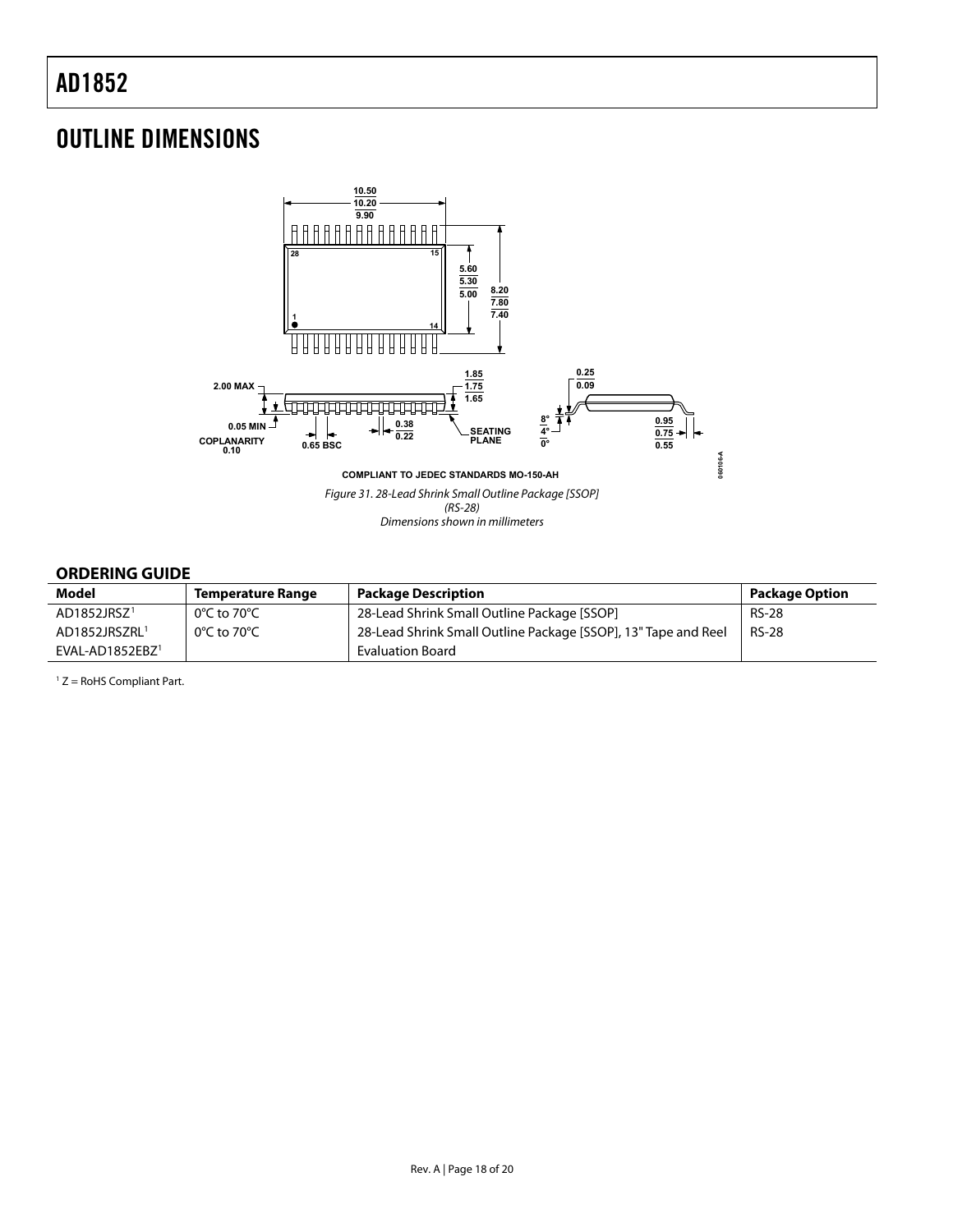# OUTLINE DIMENSIONS

Figure 31. 28-Lead Shrink Small Outline Package [SSOP] (RS-28)
Dimensions shown in millimeters

## ORDERING GUIDE

| Model | Temperature Range | Package Description | Package Option |
|---|---|---|---|
| AD1852JRSZ[1] | 0°C to 70°C | 28-Lead Shrink Small Outline Package [SSOP] | RS-28 |
| AD1852JRSZRL[1] | 0°C to 70°C | 28-Lead Shrink Small Outline Package [SSOP], 13" Tape and Reel | RS-28 |
| EVAL-AD1852EBZ[1] | | Evaluation Board | |

[1] Z = RoHS Compliant Part.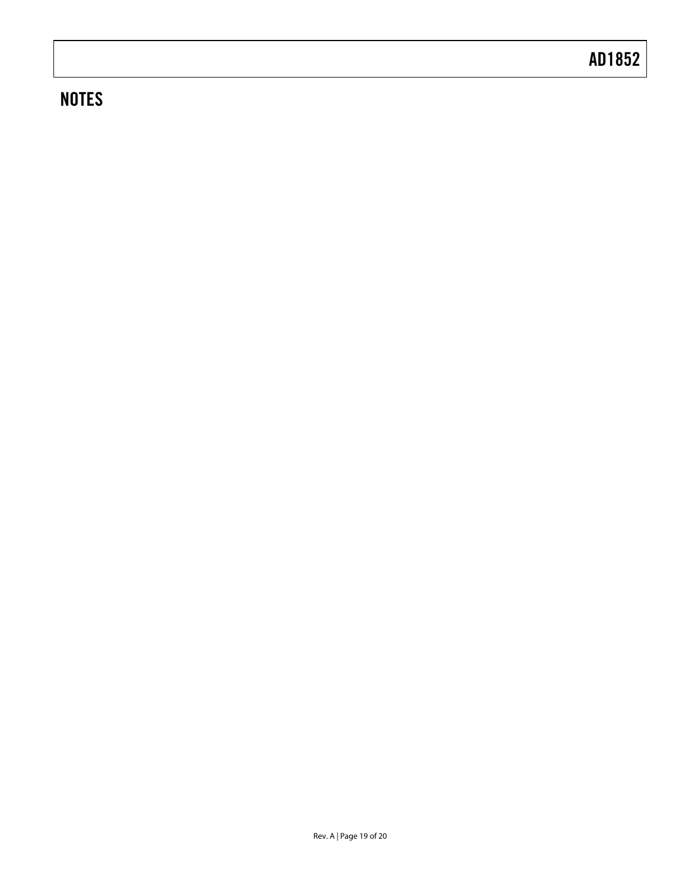## NOTES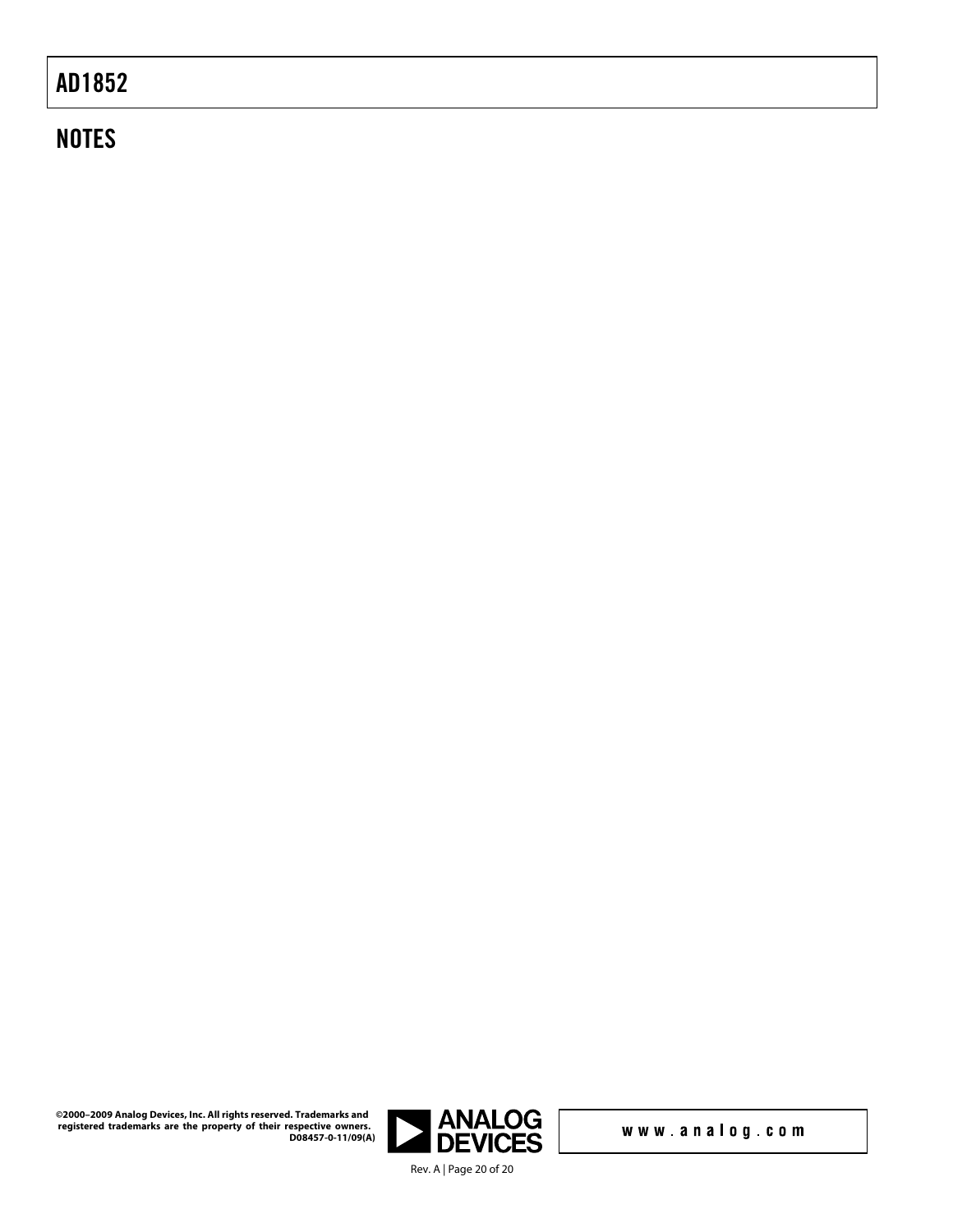## NOTES

©2000–2009 Analog Devices, Inc. All rights reserved. Trademarks and registered trademarks are the property of their respective owners.
D08457-0-11/09(A)

www.analog.com